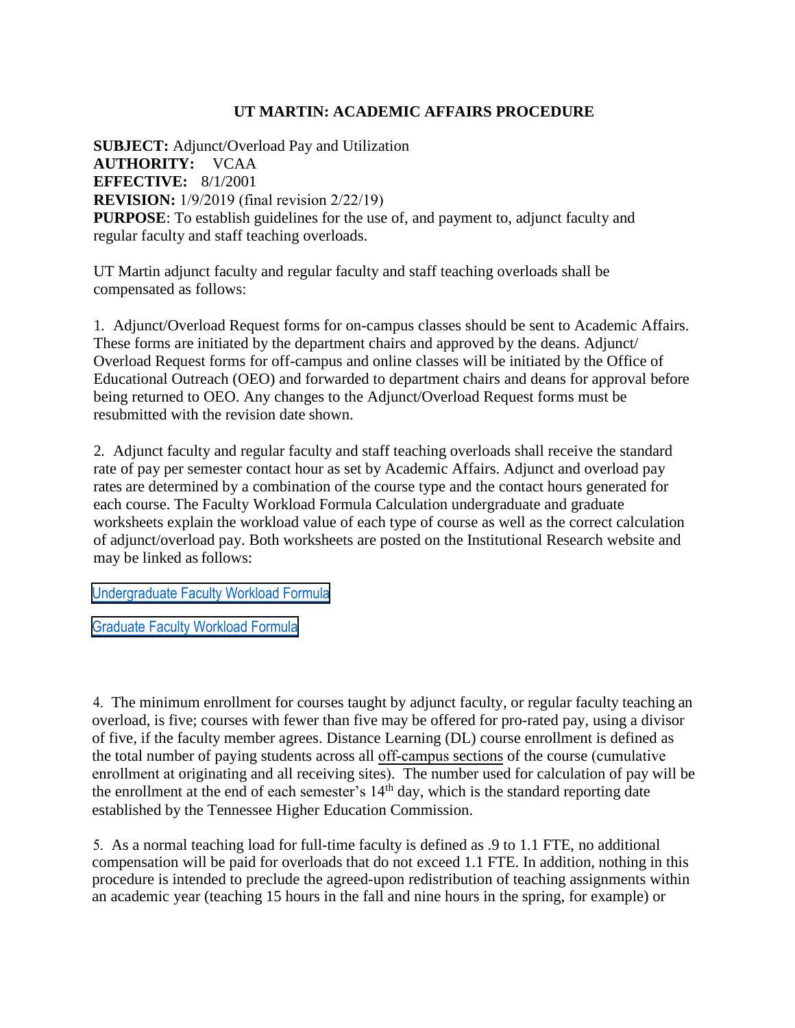# UT MARTIN: ACADEMIC AFFAIRS PROCEDURE

**SUBJECT:** Adjunct/Overload Pay and Utilization
**AUTHORITY:** VCAA
**EFFECTIVE:** 8/1/2001
**REVISION:** 1/9/2019 (final revision 2/22/19)
**PURPOSE**: To establish guidelines for the use of, and payment to, adjunct faculty and regular faculty and staff teaching overloads.

UT Martin adjunct faculty and regular faculty and staff teaching overloads shall be compensated as follows:

1. Adjunct/Overload Request forms for on-campus classes should be sent to Academic Affairs. These forms are initiated by the department chairs and approved by the deans. Adjunct/ Overload Request forms for off-campus and online classes will be initiated by the Office of Educational Outreach (OEO) and forwarded to department chairs and deans for approval before being returned to OEO. Any changes to the Adjunct/Overload Request forms must be resubmitted with the revision date shown.

2. Adjunct faculty and regular faculty and staff teaching overloads shall receive the standard rate of pay per semester contact hour as set by Academic Affairs. Adjunct and overload pay rates are determined by a combination of the course type and the contact hours generated for each course. The Faculty Workload Formula Calculation undergraduate and graduate worksheets explain the workload value of each type of course as well as the correct calculation of adjunct/overload pay. Both worksheets are posted on the Institutional Research website and may be linked as follows:

Undergraduate Faculty Workload Formula

Graduate Faculty Workload Formula

4. The minimum enrollment for courses taught by adjunct faculty, or regular faculty teaching an overload, is five; courses with fewer than five may be offered for pro-rated pay, using a divisor of five, if the faculty member agrees. Distance Learning (DL) course enrollment is defined as the total number of paying students across all off-campus sections of the course (cumulative enrollment at originating and all receiving sites). The number used for calculation of pay will be the enrollment at the end of each semester's 14th day, which is the standard reporting date established by the Tennessee Higher Education Commission.

5. As a normal teaching load for full-time faculty is defined as .9 to 1.1 FTE, no additional compensation will be paid for overloads that do not exceed 1.1 FTE. In addition, nothing in this procedure is intended to preclude the agreed-upon redistribution of teaching assignments within an academic year (teaching 15 hours in the fall and nine hours in the spring, for example) or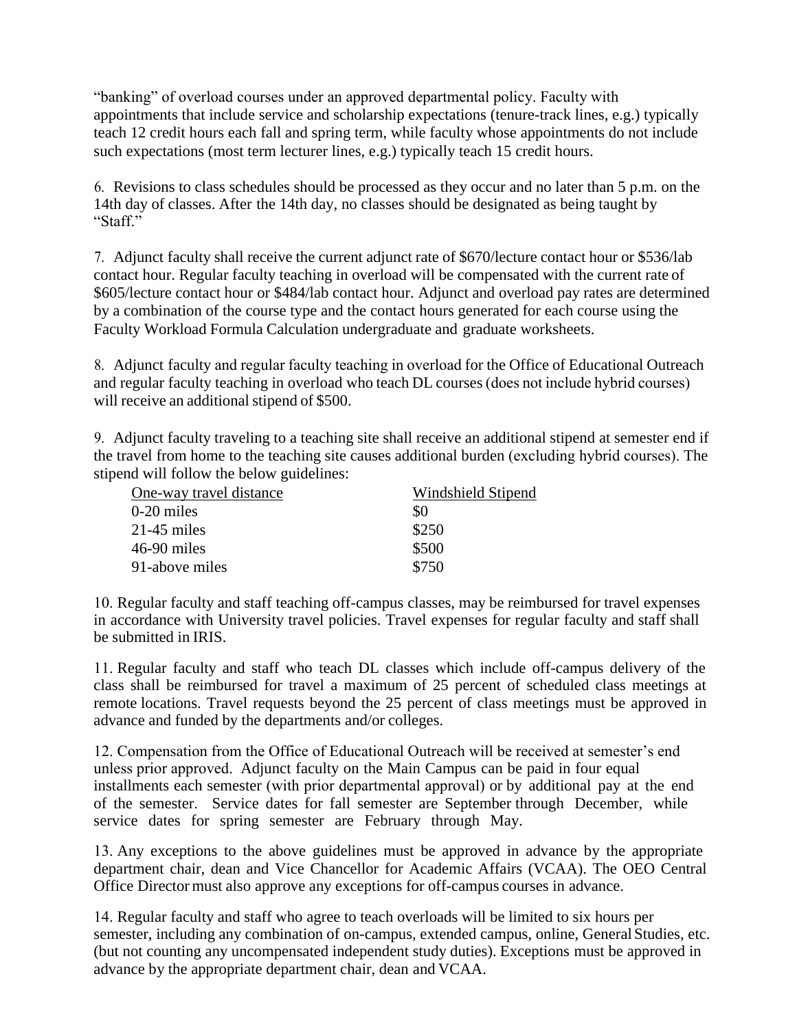"banking" of overload courses under an approved departmental policy. Faculty with appointments that include service and scholarship expectations (tenure-track lines, e.g.) typically teach 12 credit hours each fall and spring term, while faculty whose appointments do not include such expectations (most term lecturer lines, e.g.) typically teach 15 credit hours.

6. Revisions to class schedules should be processed as they occur and no later than 5 p.m. on the 14th day of classes. After the 14th day, no classes should be designated as being taught by "Staff."

7. Adjunct faculty shall receive the current adjunct rate of $670/lecture contact hour or $536/lab contact hour. Regular faculty teaching in overload will be compensated with the current rate of $605/lecture contact hour or $484/lab contact hour. Adjunct and overload pay rates are determined by a combination of the course type and the contact hours generated for each course using the Faculty Workload Formula Calculation undergraduate and graduate worksheets.

8. Adjunct faculty and regular faculty teaching in overload for the Office of Educational Outreach and regular faculty teaching in overload who teach DL courses (does not include hybrid courses) will receive an additional stipend of $500.

9. Adjunct faculty traveling to a teaching site shall receive an additional stipend at semester end if the travel from home to the teaching site causes additional burden (excluding hybrid courses). The stipend will follow the below guidelines:

| One-way travel distance | Windshield Stipend |
|---|---|
| 0-20 miles | $0 |
| 21-45 miles | $250 |
| 46-90 miles | $500 |
| 91-above miles | $750 |

10. Regular faculty and staff teaching off-campus classes, may be reimbursed for travel expenses in accordance with University travel policies. Travel expenses for regular faculty and staff shall be submitted in IRIS.

11. Regular faculty and staff who teach DL classes which include off-campus delivery of the class shall be reimbursed for travel a maximum of 25 percent of scheduled class meetings at remote locations. Travel requests beyond the 25 percent of class meetings must be approved in advance and funded by the departments and/or colleges.

12. Compensation from the Office of Educational Outreach will be received at semester's end unless prior approved. Adjunct faculty on the Main Campus can be paid in four equal installments each semester (with prior departmental approval) or by additional pay at the end of the semester. Service dates for fall semester are September through December, while service dates for spring semester are February through May.

13. Any exceptions to the above guidelines must be approved in advance by the appropriate department chair, dean and Vice Chancellor for Academic Affairs (VCAA). The OEO Central Office Director must also approve any exceptions for off-campus courses in advance.

14. Regular faculty and staff who agree to teach overloads will be limited to six hours per semester, including any combination of on-campus, extended campus, online, General Studies, etc. (but not counting any uncompensated independent study duties). Exceptions must be approved in advance by the appropriate department chair, dean and VCAA.